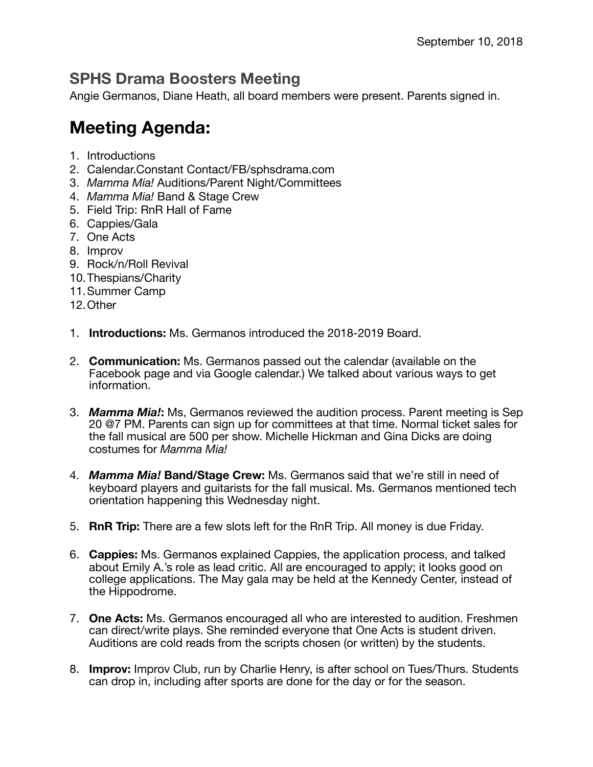September 10, 2018

## SPHS Drama Boosters Meeting

Angie Germanos, Diane Heath, all board members were present. Parents signed in.

# Meeting Agenda:

1. Introductions
2. Calendar.Constant Contact/FB/sphsdrama.com
3. *Mamma Mia!* Auditions/Parent Night/Committees
4. *Mamma Mia!* Band & Stage Crew
5. Field Trip: RnR Hall of Fame
6. Cappies/Gala
7. One Acts
8. Improv
9. Rock/n/Roll Revival
10. Thespians/Charity
11. Summer Camp
12. Other

1. **Introductions:** Ms. Germanos introduced the 2018-2019 Board.

2. **Communication:** Ms. Germanos passed out the calendar (available on the Facebook page and via Google calendar.) We talked about various ways to get information.

3. ***Mamma Mia!*****:** Ms, Germanos reviewed the audition process. Parent meeting is Sep 20 @7 PM. Parents can sign up for committees at that time. Normal ticket sales for the fall musical are 500 per show. Michelle Hickman and Gina Dicks are doing costumes for *Mamma Mia!*

4. ***Mamma Mia!* Band/Stage Crew:** Ms. Germanos said that we're still in need of keyboard players and guitarists for the fall musical. Ms. Germanos mentioned tech orientation happening this Wednesday night.

5. **RnR Trip:** There are a few slots left for the RnR Trip. All money is due Friday.

6. **Cappies:** Ms. Germanos explained Cappies, the application process, and talked about Emily A.'s role as lead critic. All are encouraged to apply; it looks good on college applications. The May gala may be held at the Kennedy Center, instead of the Hippodrome.

7. **One Acts:** Ms. Germanos encouraged all who are interested to audition. Freshmen can direct/write plays. She reminded everyone that One Acts is student driven. Auditions are cold reads from the scripts chosen (or written) by the students.

8. **Improv:** Improv Club, run by Charlie Henry, is after school on Tues/Thurs. Students can drop in, including after sports are done for the day or for the season.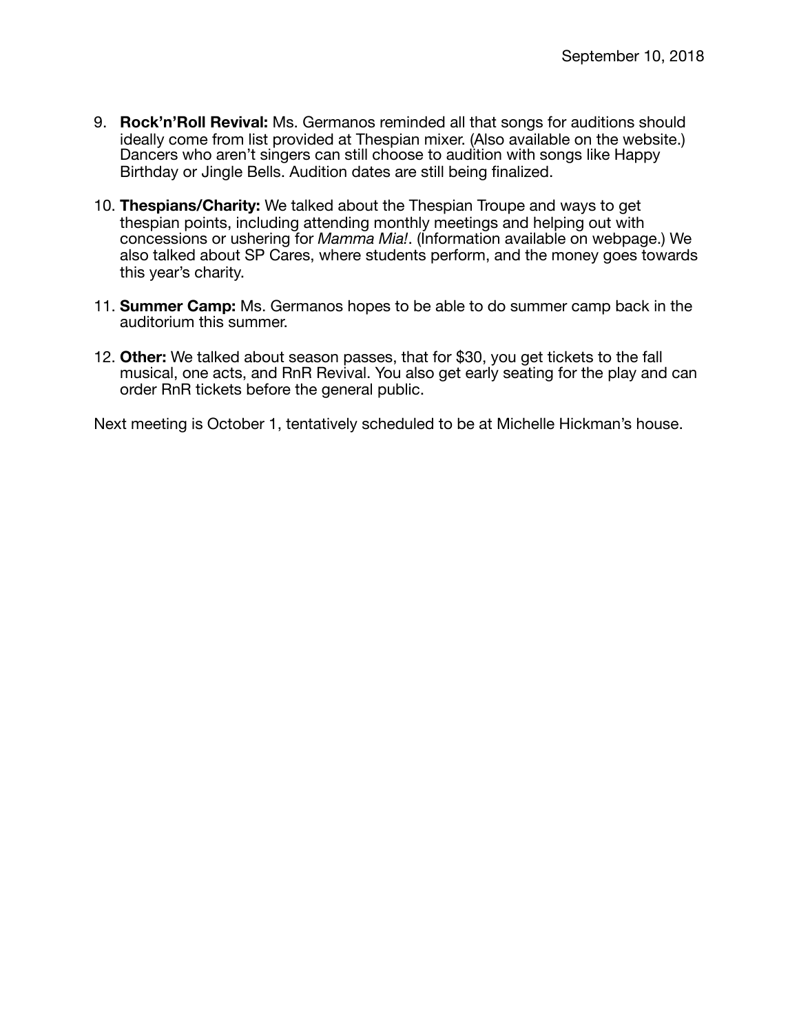September 10, 2018

9. **Rock'n'Roll Revival:** Ms. Germanos reminded all that songs for auditions should ideally come from list provided at Thespian mixer. (Also available on the website.) Dancers who aren't singers can still choose to audition with songs like Happy Birthday or Jingle Bells. Audition dates are still being finalized.

10. **Thespians/Charity:** We talked about the Thespian Troupe and ways to get thespian points, including attending monthly meetings and helping out with concessions or ushering for *Mamma Mia!*. (Information available on webpage.) We also talked about SP Cares, where students perform, and the money goes towards this year's charity.

11. **Summer Camp:** Ms. Germanos hopes to be able to do summer camp back in the auditorium this summer.

12. **Other:** We talked about season passes, that for $30, you get tickets to the fall musical, one acts, and RnR Revival. You also get early seating for the play and can order RnR tickets before the general public.

Next meeting is October 1, tentatively scheduled to be at Michelle Hickman's house.